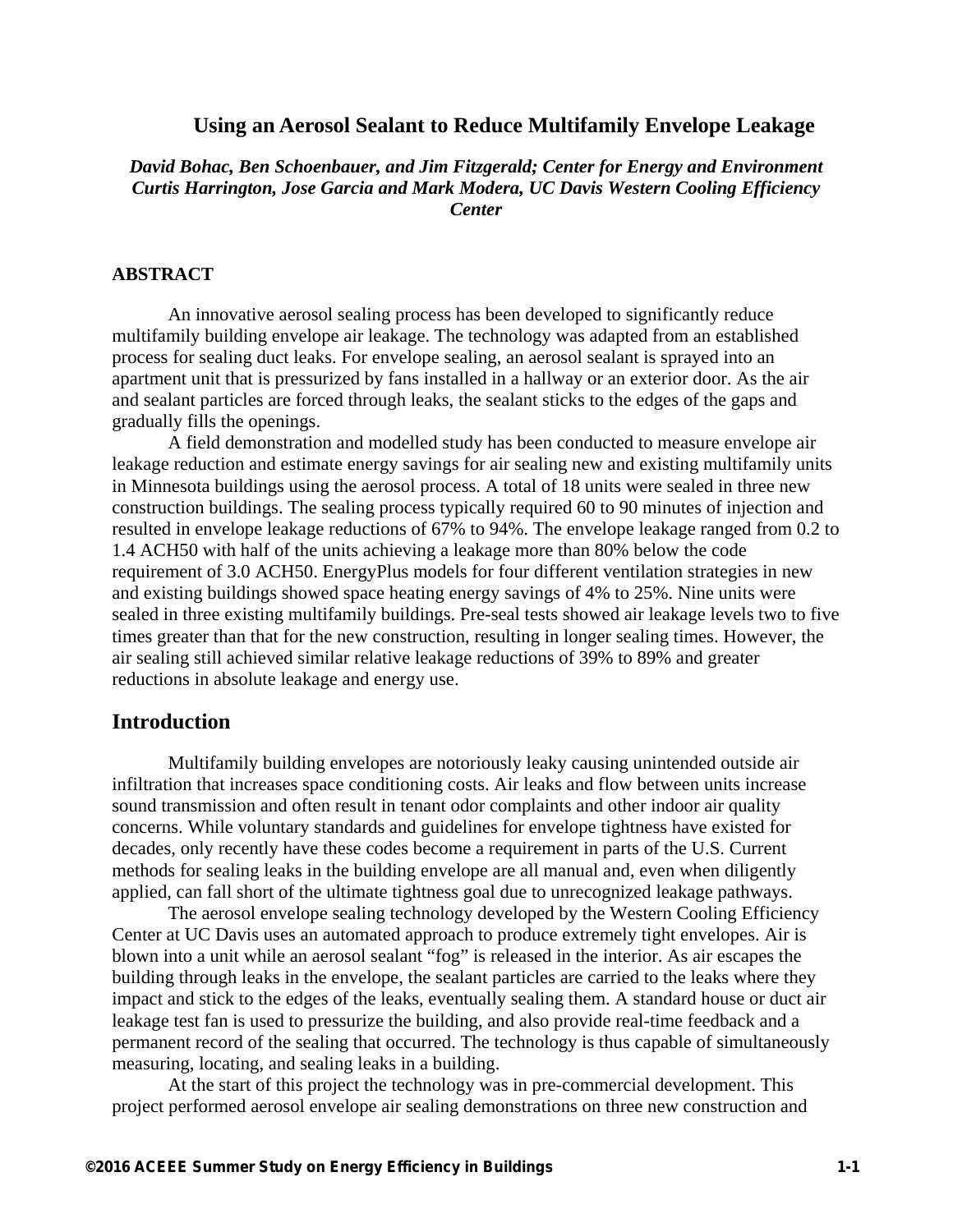# Using an Aerosol Sealant to Reduce Multifamily Envelope Leakage

***David Bohac, Ben Schoenbauer, and Jim Fitzgerald; Center for Energy and Environment***
***Curtis Harrington, Jose Garcia and Mark Modera, UC Davis Western Cooling Efficiency Center***

## ABSTRACT

An innovative aerosol sealing process has been developed to significantly reduce multifamily building envelope air leakage. The technology was adapted from an established process for sealing duct leaks. For envelope sealing, an aerosol sealant is sprayed into an apartment unit that is pressurized by fans installed in a hallway or an exterior door. As the air and sealant particles are forced through leaks, the sealant sticks to the edges of the gaps and gradually fills the openings.

A field demonstration and modelled study has been conducted to measure envelope air leakage reduction and estimate energy savings for air sealing new and existing multifamily units in Minnesota buildings using the aerosol process. A total of 18 units were sealed in three new construction buildings. The sealing process typically required 60 to 90 minutes of injection and resulted in envelope leakage reductions of 67% to 94%. The envelope leakage ranged from 0.2 to 1.4 ACH50 with half of the units achieving a leakage more than 80% below the code requirement of 3.0 ACH50. EnergyPlus models for four different ventilation strategies in new and existing buildings showed space heating energy savings of 4% to 25%. Nine units were sealed in three existing multifamily buildings. Pre-seal tests showed air leakage levels two to five times greater than that for the new construction, resulting in longer sealing times. However, the air sealing still achieved similar relative leakage reductions of 39% to 89% and greater reductions in absolute leakage and energy use.

## Introduction

Multifamily building envelopes are notoriously leaky causing unintended outside air infiltration that increases space conditioning costs. Air leaks and flow between units increase sound transmission and often result in tenant odor complaints and other indoor air quality concerns. While voluntary standards and guidelines for envelope tightness have existed for decades, only recently have these codes become a requirement in parts of the U.S. Current methods for sealing leaks in the building envelope are all manual and, even when diligently applied, can fall short of the ultimate tightness goal due to unrecognized leakage pathways.

The aerosol envelope sealing technology developed by the Western Cooling Efficiency Center at UC Davis uses an automated approach to produce extremely tight envelopes. Air is blown into a unit while an aerosol sealant "fog" is released in the interior. As air escapes the building through leaks in the envelope, the sealant particles are carried to the leaks where they impact and stick to the edges of the leaks, eventually sealing them. A standard house or duct air leakage test fan is used to pressurize the building, and also provide real-time feedback and a permanent record of the sealing that occurred. The technology is thus capable of simultaneously measuring, locating, and sealing leaks in a building.

At the start of this project the technology was in pre-commercial development. This project performed aerosol envelope air sealing demonstrations on three new construction and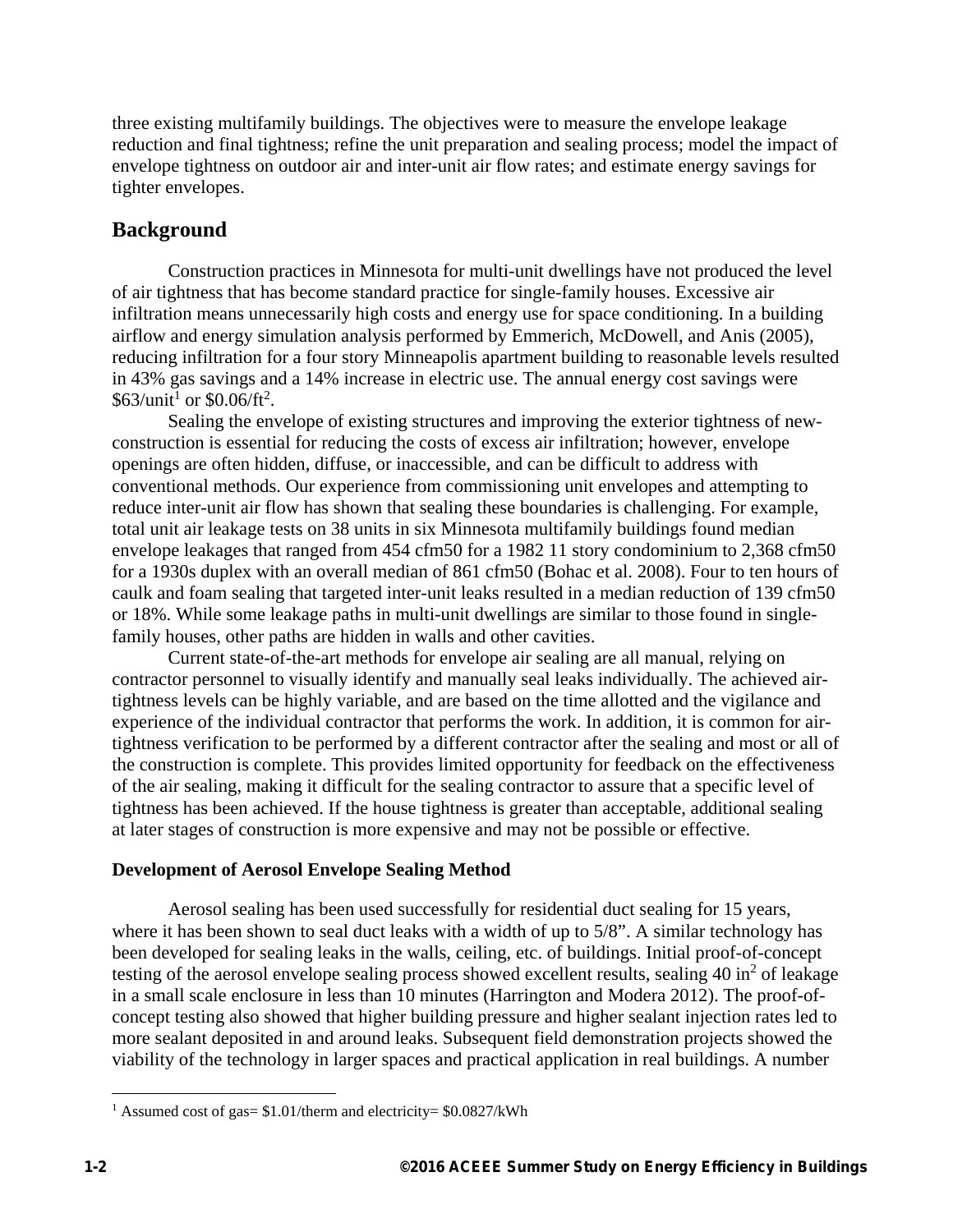three existing multifamily buildings. The objectives were to measure the envelope leakage reduction and final tightness; refine the unit preparation and sealing process; model the impact of envelope tightness on outdoor air and inter-unit air flow rates; and estimate energy savings for tighter envelopes.

## Background

Construction practices in Minnesota for multi-unit dwellings have not produced the level of air tightness that has become standard practice for single-family houses. Excessive air infiltration means unnecessarily high costs and energy use for space conditioning. In a building airflow and energy simulation analysis performed by Emmerich, McDowell, and Anis (2005), reducing infiltration for a four story Minneapolis apartment building to reasonable levels resulted in 43% gas savings and a 14% increase in electric use. The annual energy cost savings were \$63/unit[1] or \$0.06/ft$^2$.

Sealing the envelope of existing structures and improving the exterior tightness of new-construction is essential for reducing the costs of excess air infiltration; however, envelope openings are often hidden, diffuse, or inaccessible, and can be difficult to address with conventional methods. Our experience from commissioning unit envelopes and attempting to reduce inter-unit air flow has shown that sealing these boundaries is challenging. For example, total unit air leakage tests on 38 units in six Minnesota multifamily buildings found median envelope leakages that ranged from 454 cfm50 for a 1982 11 story condominium to 2,368 cfm50 for a 1930s duplex with an overall median of 861 cfm50 (Bohac et al. 2008). Four to ten hours of caulk and foam sealing that targeted inter-unit leaks resulted in a median reduction of 139 cfm50 or 18%. While some leakage paths in multi-unit dwellings are similar to those found in single-family houses, other paths are hidden in walls and other cavities.

Current state-of-the-art methods for envelope air sealing are all manual, relying on contractor personnel to visually identify and manually seal leaks individually. The achieved air-tightness levels can be highly variable, and are based on the time allotted and the vigilance and experience of the individual contractor that performs the work. In addition, it is common for air-tightness verification to be performed by a different contractor after the sealing and most or all of the construction is complete. This provides limited opportunity for feedback on the effectiveness of the air sealing, making it difficult for the sealing contractor to assure that a specific level of tightness has been achieved. If the house tightness is greater than acceptable, additional sealing at later stages of construction is more expensive and may not be possible or effective.

### Development of Aerosol Envelope Sealing Method

Aerosol sealing has been used successfully for residential duct sealing for 15 years, where it has been shown to seal duct leaks with a width of up to 5/8". A similar technology has been developed for sealing leaks in the walls, ceiling, etc. of buildings. Initial proof-of-concept testing of the aerosol envelope sealing process showed excellent results, sealing 40 in$^2$ of leakage in a small scale enclosure in less than 10 minutes (Harrington and Modera 2012). The proof-of-concept testing also showed that higher building pressure and higher sealant injection rates led to more sealant deposited in and around leaks. Subsequent field demonstration projects showed the viability of the technology in larger spaces and practical application in real buildings. A number

[1] Assumed cost of gas= \$1.01/therm and electricity= \$0.0827/kWh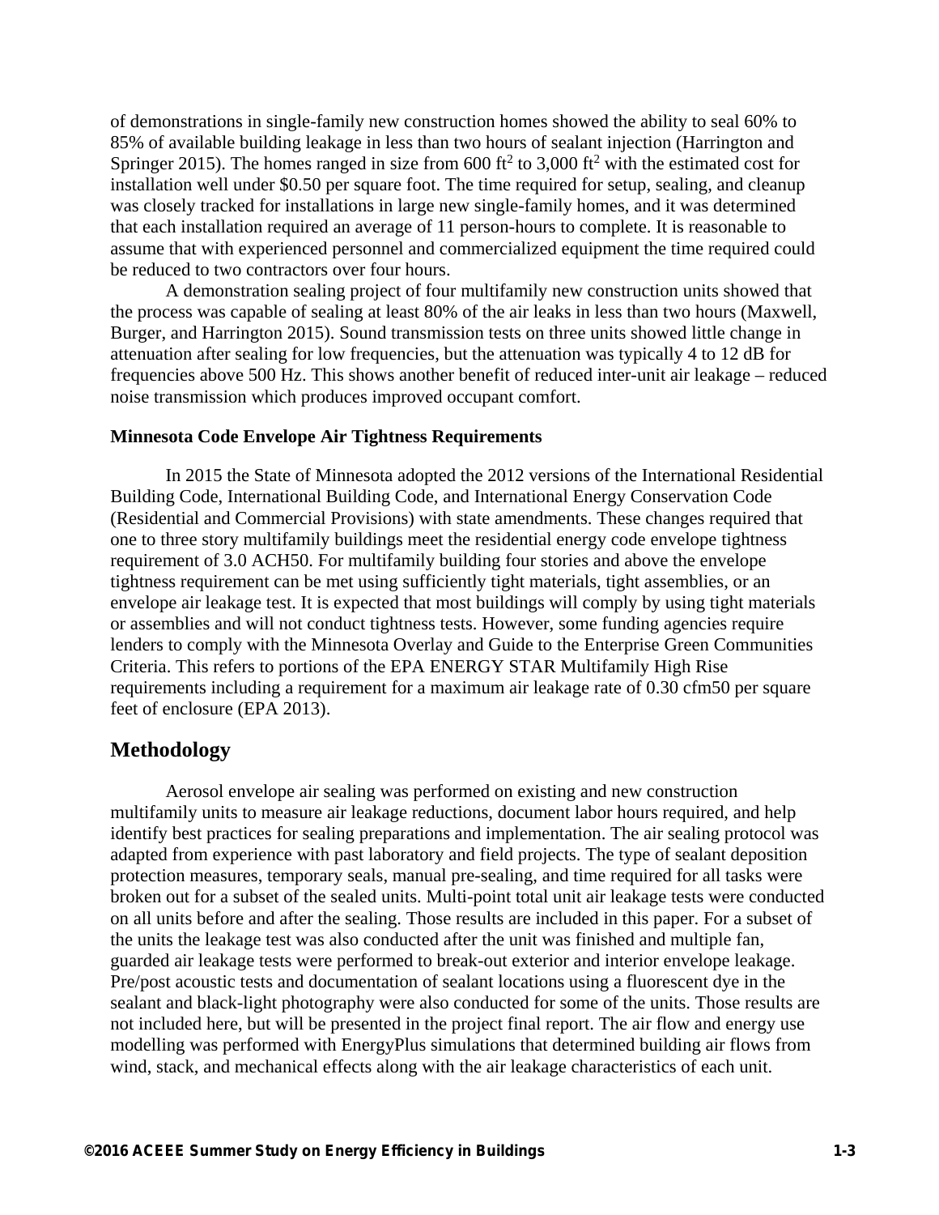of demonstrations in single-family new construction homes showed the ability to seal 60% to 85% of available building leakage in less than two hours of sealant injection (Harrington and Springer 2015). The homes ranged in size from 600 $ft^2$ to 3,000 $ft^2$ with the estimated cost for installation well under \$0.50 per square foot. The time required for setup, sealing, and cleanup was closely tracked for installations in large new single-family homes, and it was determined that each installation required an average of 11 person-hours to complete. It is reasonable to assume that with experienced personnel and commercialized equipment the time required could be reduced to two contractors over four hours.

A demonstration sealing project of four multifamily new construction units showed that the process was capable of sealing at least 80% of the air leaks in less than two hours (Maxwell, Burger, and Harrington 2015). Sound transmission tests on three units showed little change in attenuation after sealing for low frequencies, but the attenuation was typically 4 to 12 dB for frequencies above 500 Hz. This shows another benefit of reduced inter-unit air leakage – reduced noise transmission which produces improved occupant comfort.

**Minnesota Code Envelope Air Tightness Requirements**

In 2015 the State of Minnesota adopted the 2012 versions of the International Residential Building Code, International Building Code, and International Energy Conservation Code (Residential and Commercial Provisions) with state amendments. These changes required that one to three story multifamily buildings meet the residential energy code envelope tightness requirement of 3.0 ACH50. For multifamily building four stories and above the envelope tightness requirement can be met using sufficiently tight materials, tight assemblies, or an envelope air leakage test. It is expected that most buildings will comply by using tight materials or assemblies and will not conduct tightness tests. However, some funding agencies require lenders to comply with the Minnesota Overlay and Guide to the Enterprise Green Communities Criteria. This refers to portions of the EPA ENERGY STAR Multifamily High Rise requirements including a requirement for a maximum air leakage rate of 0.30 cfm50 per square feet of enclosure (EPA 2013).

## Methodology

Aerosol envelope air sealing was performed on existing and new construction multifamily units to measure air leakage reductions, document labor hours required, and help identify best practices for sealing preparations and implementation. The air sealing protocol was adapted from experience with past laboratory and field projects. The type of sealant deposition protection measures, temporary seals, manual pre-sealing, and time required for all tasks were broken out for a subset of the sealed units. Multi-point total unit air leakage tests were conducted on all units before and after the sealing. Those results are included in this paper. For a subset of the units the leakage test was also conducted after the unit was finished and multiple fan, guarded air leakage tests were performed to break-out exterior and interior envelope leakage. Pre/post acoustic tests and documentation of sealant locations using a fluorescent dye in the sealant and black-light photography were also conducted for some of the units. Those results are not included here, but will be presented in the project final report. The air flow and energy use modelling was performed with EnergyPlus simulations that determined building air flows from wind, stack, and mechanical effects along with the air leakage characteristics of each unit.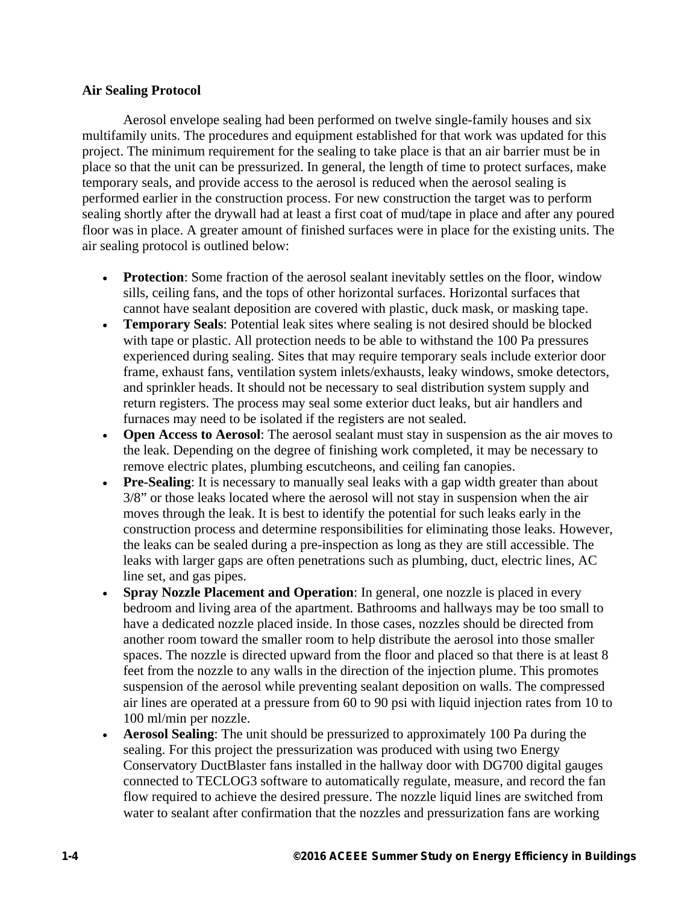**Air Sealing Protocol**

Aerosol envelope sealing had been performed on twelve single-family houses and six multifamily units. The procedures and equipment established for that work was updated for this project. The minimum requirement for the sealing to take place is that an air barrier must be in place so that the unit can be pressurized. In general, the length of time to protect surfaces, make temporary seals, and provide access to the aerosol is reduced when the aerosol sealing is performed earlier in the construction process. For new construction the target was to perform sealing shortly after the drywall had at least a first coat of mud/tape in place and after any poured floor was in place. A greater amount of finished surfaces were in place for the existing units. The air sealing protocol is outlined below:

- **Protection**: Some fraction of the aerosol sealant inevitably settles on the floor, window sills, ceiling fans, and the tops of other horizontal surfaces. Horizontal surfaces that cannot have sealant deposition are covered with plastic, duck mask, or masking tape.
- **Temporary Seals**: Potential leak sites where sealing is not desired should be blocked with tape or plastic. All protection needs to be able to withstand the 100 Pa pressures experienced during sealing. Sites that may require temporary seals include exterior door frame, exhaust fans, ventilation system inlets/exhausts, leaky windows, smoke detectors, and sprinkler heads. It should not be necessary to seal distribution system supply and return registers. The process may seal some exterior duct leaks, but air handlers and furnaces may need to be isolated if the registers are not sealed.
- **Open Access to Aerosol**: The aerosol sealant must stay in suspension as the air moves to the leak. Depending on the degree of finishing work completed, it may be necessary to remove electric plates, plumbing escutcheons, and ceiling fan canopies.
- **Pre-Sealing**: It is necessary to manually seal leaks with a gap width greater than about 3/8" or those leaks located where the aerosol will not stay in suspension when the air moves through the leak. It is best to identify the potential for such leaks early in the construction process and determine responsibilities for eliminating those leaks. However, the leaks can be sealed during a pre-inspection as long as they are still accessible. The leaks with larger gaps are often penetrations such as plumbing, duct, electric lines, AC line set, and gas pipes.
- **Spray Nozzle Placement and Operation**: In general, one nozzle is placed in every bedroom and living area of the apartment. Bathrooms and hallways may be too small to have a dedicated nozzle placed inside. In those cases, nozzles should be directed from another room toward the smaller room to help distribute the aerosol into those smaller spaces. The nozzle is directed upward from the floor and placed so that there is at least 8 feet from the nozzle to any walls in the direction of the injection plume. This promotes suspension of the aerosol while preventing sealant deposition on walls. The compressed air lines are operated at a pressure from 60 to 90 psi with liquid injection rates from 10 to 100 ml/min per nozzle.
- **Aerosol Sealing**: The unit should be pressurized to approximately 100 Pa during the sealing. For this project the pressurization was produced with using two Energy Conservatory DuctBlaster fans installed in the hallway door with DG700 digital gauges connected to TECLOG3 software to automatically regulate, measure, and record the fan flow required to achieve the desired pressure. The nozzle liquid lines are switched from water to sealant after confirmation that the nozzles and pressurization fans are working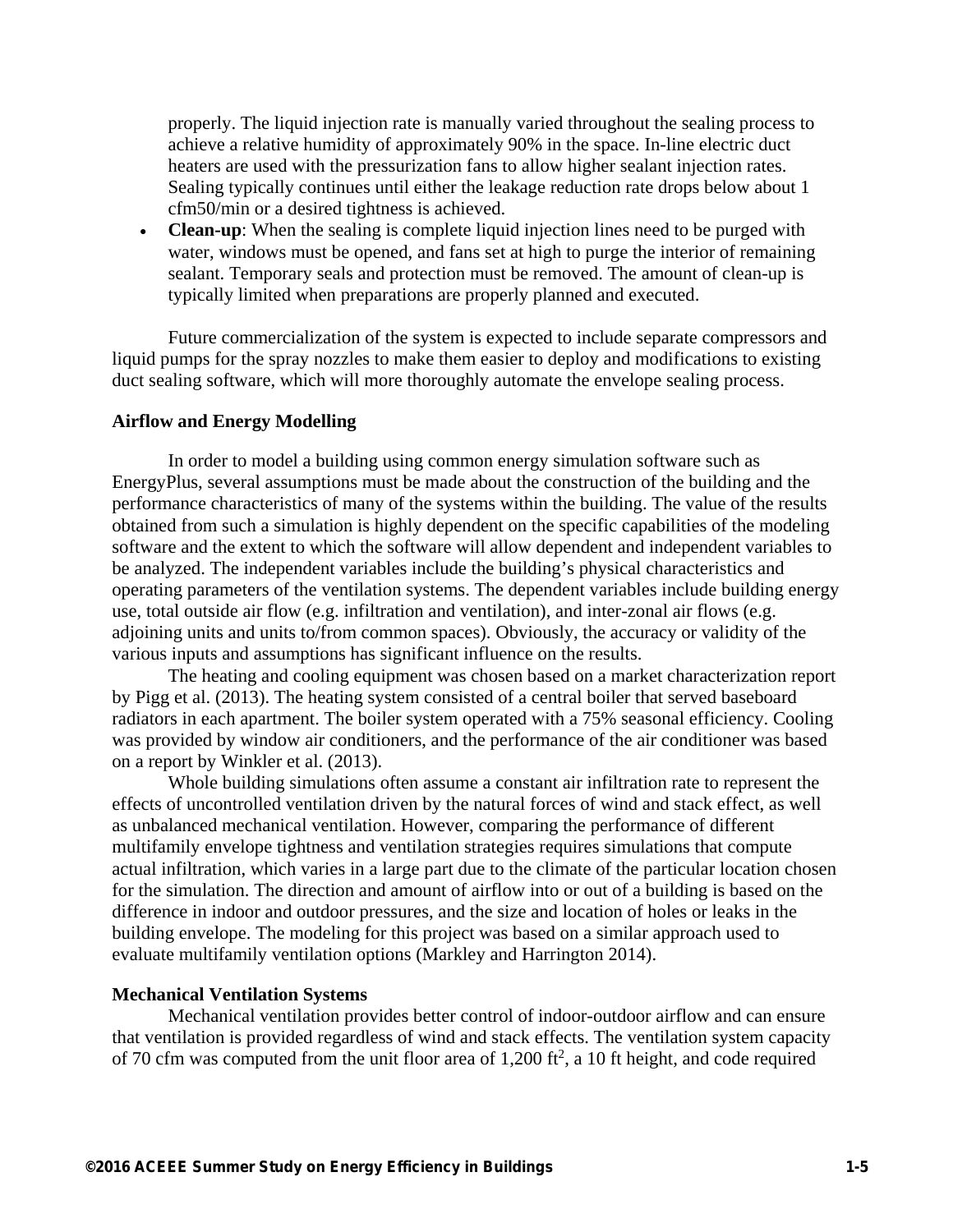properly. The liquid injection rate is manually varied throughout the sealing process to achieve a relative humidity of approximately 90% in the space. In-line electric duct heaters are used with the pressurization fans to allow higher sealant injection rates. Sealing typically continues until either the leakage reduction rate drops below about 1 cfm50/min or a desired tightness is achieved.

- **Clean-up**: When the sealing is complete liquid injection lines need to be purged with water, windows must be opened, and fans set at high to purge the interior of remaining sealant. Temporary seals and protection must be removed. The amount of clean-up is typically limited when preparations are properly planned and executed.

Future commercialization of the system is expected to include separate compressors and liquid pumps for the spray nozzles to make them easier to deploy and modifications to existing duct sealing software, which will more thoroughly automate the envelope sealing process.

### Airflow and Energy Modelling

In order to model a building using common energy simulation software such as EnergyPlus, several assumptions must be made about the construction of the building and the performance characteristics of many of the systems within the building. The value of the results obtained from such a simulation is highly dependent on the specific capabilities of the modeling software and the extent to which the software will allow dependent and independent variables to be analyzed. The independent variables include the building's physical characteristics and operating parameters of the ventilation systems. The dependent variables include building energy use, total outside air flow (e.g. infiltration and ventilation), and inter-zonal air flows (e.g. adjoining units and units to/from common spaces). Obviously, the accuracy or validity of the various inputs and assumptions has significant influence on the results.

The heating and cooling equipment was chosen based on a market characterization report by Pigg et al. (2013). The heating system consisted of a central boiler that served baseboard radiators in each apartment. The boiler system operated with a 75% seasonal efficiency. Cooling was provided by window air conditioners, and the performance of the air conditioner was based on a report by Winkler et al. (2013).

Whole building simulations often assume a constant air infiltration rate to represent the effects of uncontrolled ventilation driven by the natural forces of wind and stack effect, as well as unbalanced mechanical ventilation. However, comparing the performance of different multifamily envelope tightness and ventilation strategies requires simulations that compute actual infiltration, which varies in a large part due to the climate of the particular location chosen for the simulation. The direction and amount of airflow into or out of a building is based on the difference in indoor and outdoor pressures, and the size and location of holes or leaks in the building envelope. The modeling for this project was based on a similar approach used to evaluate multifamily ventilation options (Markley and Harrington 2014).

### Mechanical Ventilation Systems

Mechanical ventilation provides better control of indoor-outdoor airflow and can ensure that ventilation is provided regardless of wind and stack effects. The ventilation system capacity of 70 cfm was computed from the unit floor area of 1,200 ft$^2$, a 10 ft height, and code required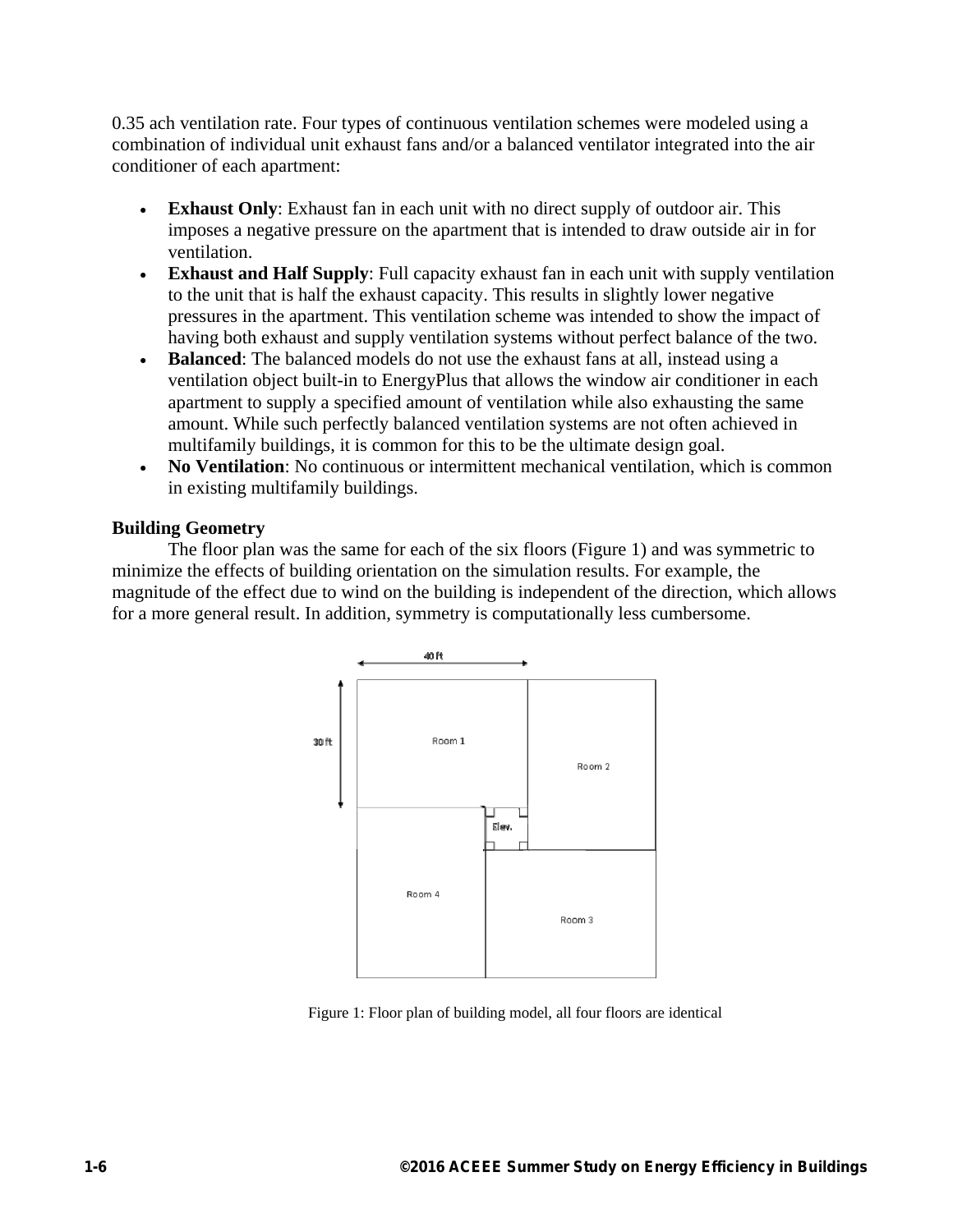0.35 ach ventilation rate. Four types of continuous ventilation schemes were modeled using a combination of individual unit exhaust fans and/or a balanced ventilator integrated into the air conditioner of each apartment:

- **Exhaust Only**: Exhaust fan in each unit with no direct supply of outdoor air. This imposes a negative pressure on the apartment that is intended to draw outside air in for ventilation.
- **Exhaust and Half Supply**: Full capacity exhaust fan in each unit with supply ventilation to the unit that is half the exhaust capacity. This results in slightly lower negative pressures in the apartment. This ventilation scheme was intended to show the impact of having both exhaust and supply ventilation systems without perfect balance of the two.
- **Balanced**: The balanced models do not use the exhaust fans at all, instead using a ventilation object built-in to EnergyPlus that allows the window air conditioner in each apartment to supply a specified amount of ventilation while also exhausting the same amount. While such perfectly balanced ventilation systems are not often achieved in multifamily buildings, it is common for this to be the ultimate design goal.
- **No Ventilation**: No continuous or intermittent mechanical ventilation, which is common in existing multifamily buildings.

**Building Geometry**

The floor plan was the same for each of the six floors (Figure 1) and was symmetric to minimize the effects of building orientation on the simulation results. For example, the magnitude of the effect due to wind on the building is independent of the direction, which allows for a more general result. In addition, symmetry is computationally less cumbersome.

Figure 1: Floor plan of building model, all four floors are identical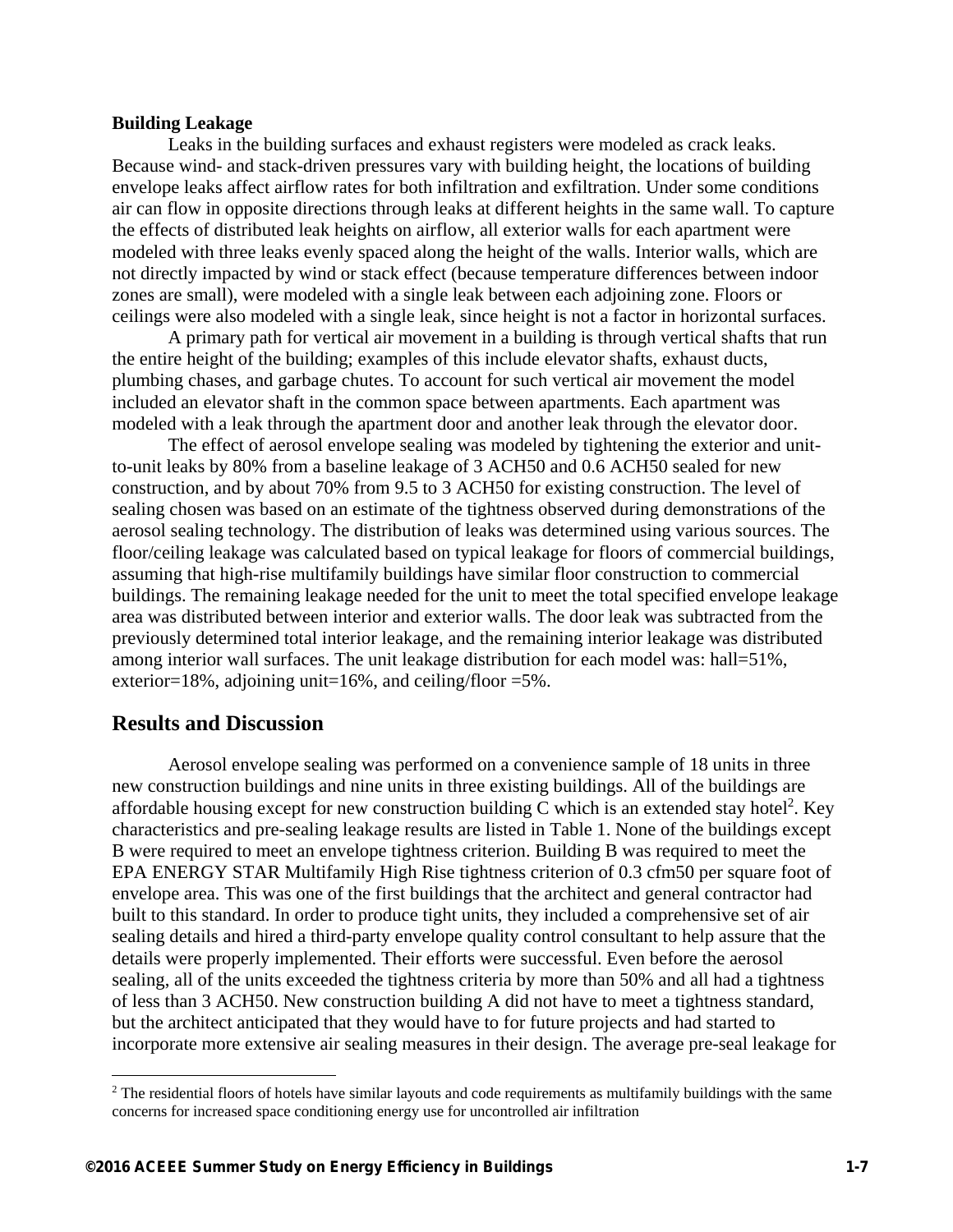**Building Leakage**

Leaks in the building surfaces and exhaust registers were modeled as crack leaks. Because wind- and stack-driven pressures vary with building height, the locations of building envelope leaks affect airflow rates for both infiltration and exfiltration. Under some conditions air can flow in opposite directions through leaks at different heights in the same wall. To capture the effects of distributed leak heights on airflow, all exterior walls for each apartment were modeled with three leaks evenly spaced along the height of the walls. Interior walls, which are not directly impacted by wind or stack effect (because temperature differences between indoor zones are small), were modeled with a single leak between each adjoining zone. Floors or ceilings were also modeled with a single leak, since height is not a factor in horizontal surfaces.

A primary path for vertical air movement in a building is through vertical shafts that run the entire height of the building; examples of this include elevator shafts, exhaust ducts, plumbing chases, and garbage chutes. To account for such vertical air movement the model included an elevator shaft in the common space between apartments. Each apartment was modeled with a leak through the apartment door and another leak through the elevator door.

The effect of aerosol envelope sealing was modeled by tightening the exterior and unit-to-unit leaks by 80% from a baseline leakage of 3 ACH50 and 0.6 ACH50 sealed for new construction, and by about 70% from 9.5 to 3 ACH50 for existing construction. The level of sealing chosen was based on an estimate of the tightness observed during demonstrations of the aerosol sealing technology. The distribution of leaks was determined using various sources. The floor/ceiling leakage was calculated based on typical leakage for floors of commercial buildings, assuming that high-rise multifamily buildings have similar floor construction to commercial buildings. The remaining leakage needed for the unit to meet the total specified envelope leakage area was distributed between interior and exterior walls. The door leak was subtracted from the previously determined total interior leakage, and the remaining interior leakage was distributed among interior wall surfaces. The unit leakage distribution for each model was: hall=51%, exterior=18%, adjoining unit=16%, and ceiling/floor =5%.

## Results and Discussion

Aerosol envelope sealing was performed on a convenience sample of 18 units in three new construction buildings and nine units in three existing buildings. All of the buildings are affordable housing except for new construction building C which is an extended stay hotel[2]. Key characteristics and pre-sealing leakage results are listed in Table 1. None of the buildings except B were required to meet an envelope tightness criterion. Building B was required to meet the EPA ENERGY STAR Multifamily High Rise tightness criterion of 0.3 cfm50 per square foot of envelope area. This was one of the first buildings that the architect and general contractor had built to this standard. In order to produce tight units, they included a comprehensive set of air sealing details and hired a third-party envelope quality control consultant to help assure that the details were properly implemented. Their efforts were successful. Even before the aerosol sealing, all of the units exceeded the tightness criteria by more than 50% and all had a tightness of less than 3 ACH50. New construction building A did not have to meet a tightness standard, but the architect anticipated that they would have to for future projects and had started to incorporate more extensive air sealing measures in their design. The average pre-seal leakage for

[2] The residential floors of hotels have similar layouts and code requirements as multifamily buildings with the same concerns for increased space conditioning energy use for uncontrolled air infiltration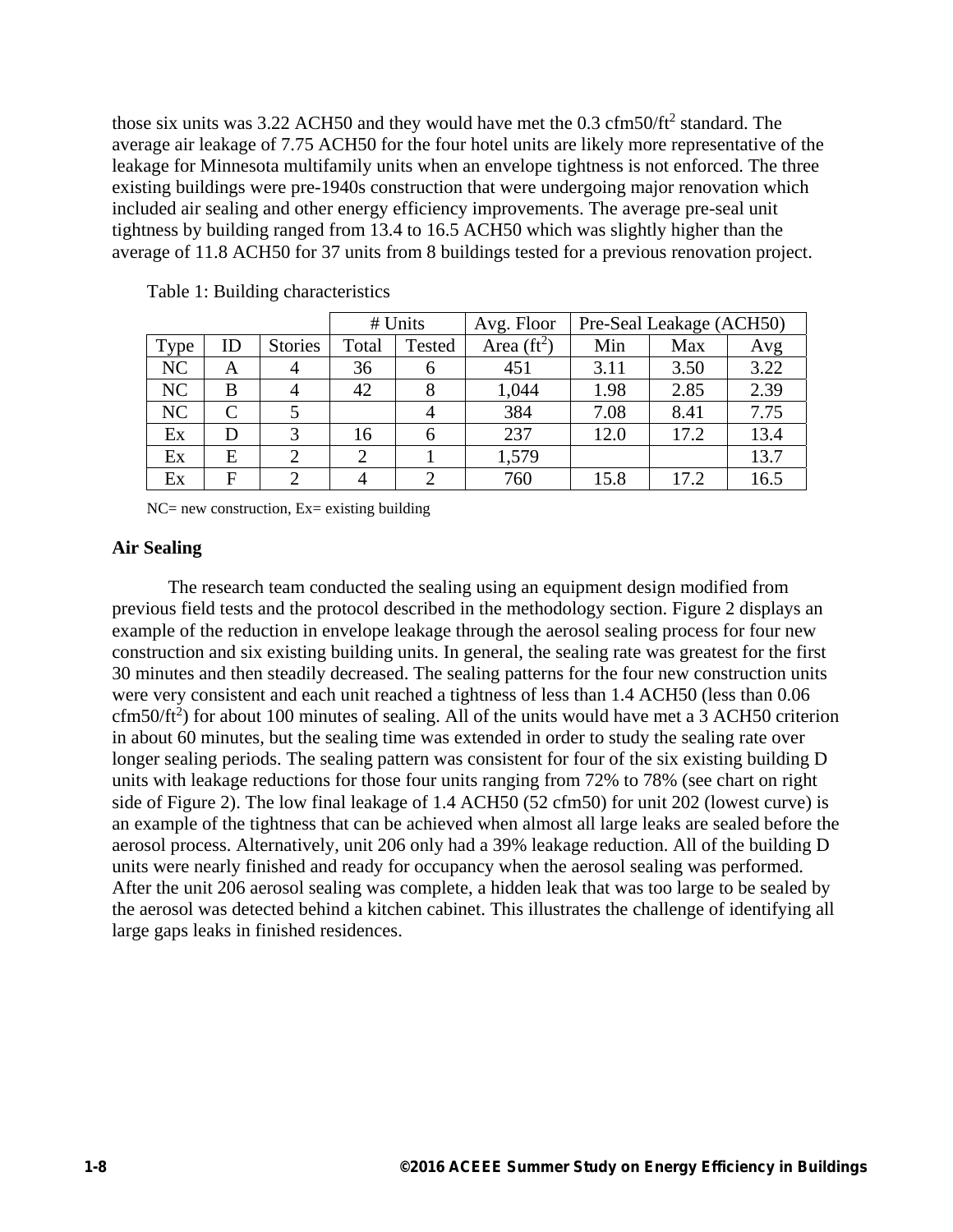those six units was 3.22 ACH50 and they would have met the 0.3 cfm50/ft$^2$ standard. The average air leakage of 7.75 ACH50 for the four hotel units are likely more representative of the leakage for Minnesota multifamily units when an envelope tightness is not enforced. The three existing buildings were pre-1940s construction that were undergoing major renovation which included air sealing and other energy efficiency improvements. The average pre-seal unit tightness by building ranged from 13.4 to 16.5 ACH50 which was slightly higher than the average of 11.8 ACH50 for 37 units from 8 buildings tested for a previous renovation project.

Table 1: Building characteristics

| | | | # Units | | Avg. Floor | Pre-Seal Leakage (ACH50) | | |
|---|---|---|---|---|---|---|---|---|
| Type | ID | Stories | Total | Tested | Area (ft$^2$) | Min | Max | Avg |
| NC | A | 4 | 36 | 6 | 451 | 3.11 | 3.50 | 3.22 |
| NC | B | 4 | 42 | 8 | 1,044 | 1.98 | 2.85 | 2.39 |
| NC | C | 5 | | 4 | 384 | 7.08 | 8.41 | 7.75 |
| Ex | D | 3 | 16 | 6 | 237 | 12.0 | 17.2 | 13.4 |
| Ex | E | 2 | 2 | 1 | 1,579 | | | 13.7 |
| Ex | F | 2 | 4 | 2 | 760 | 15.8 | 17.2 | 16.5 |

NC= new construction, Ex= existing building

**Air Sealing**

The research team conducted the sealing using an equipment design modified from previous field tests and the protocol described in the methodology section. Figure 2 displays an example of the reduction in envelope leakage through the aerosol sealing process for four new construction and six existing building units. In general, the sealing rate was greatest for the first 30 minutes and then steadily decreased. The sealing patterns for the four new construction units were very consistent and each unit reached a tightness of less than 1.4 ACH50 (less than 0.06 cfm50/ft$^2$) for about 100 minutes of sealing. All of the units would have met a 3 ACH50 criterion in about 60 minutes, but the sealing time was extended in order to study the sealing rate over longer sealing periods. The sealing pattern was consistent for four of the six existing building D units with leakage reductions for those four units ranging from 72% to 78% (see chart on right side of Figure 2). The low final leakage of 1.4 ACH50 (52 cfm50) for unit 202 (lowest curve) is an example of the tightness that can be achieved when almost all large leaks are sealed before the aerosol process. Alternatively, unit 206 only had a 39% leakage reduction. All of the building D units were nearly finished and ready for occupancy when the aerosol sealing was performed. After the unit 206 aerosol sealing was complete, a hidden leak that was too large to be sealed by the aerosol was detected behind a kitchen cabinet. This illustrates the challenge of identifying all large gaps leaks in finished residences.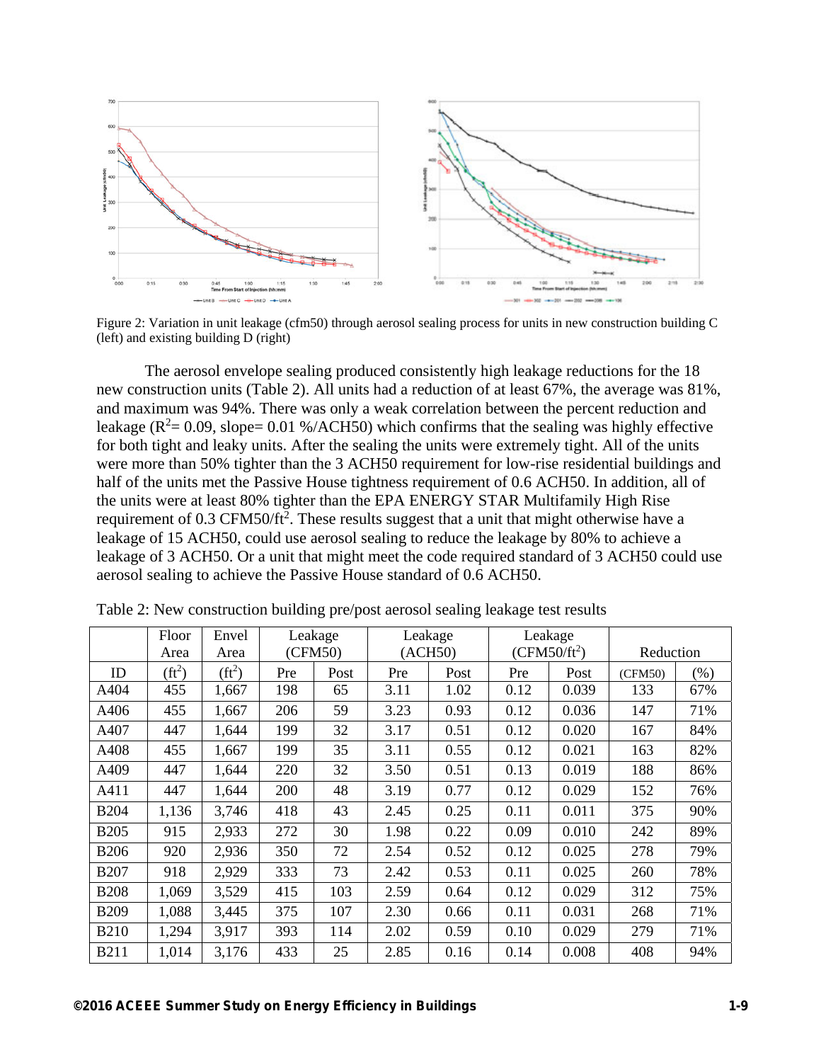Figure 2: Variation in unit leakage (cfm50) through aerosol sealing process for units in new construction building C (left) and existing building D (right)

The aerosol envelope sealing produced consistently high leakage reductions for the 18 new construction units (Table 2). All units had a reduction of at least 67%, the average was 81%, and maximum was 94%. There was only a weak correlation between the percent reduction and leakage ($R^2$= 0.09, slope= 0.01 %/ACH50) which confirms that the sealing was highly effective for both tight and leaky units. After the sealing the units were extremely tight. All of the units were more than 50% tighter than the 3 ACH50 requirement for low-rise residential buildings and half of the units met the Passive House tightness requirement of 0.6 ACH50. In addition, all of the units were at least 80% tighter than the EPA ENERGY STAR Multifamily High Rise requirement of 0.3 CFM50/ft$^2$. These results suggest that a unit that might otherwise have a leakage of 15 ACH50, could use aerosol sealing to reduce the leakage by 80% to achieve a leakage of 3 ACH50. Or a unit that might meet the code required standard of 3 ACH50 could use aerosol sealing to achieve the Passive House standard of 0.6 ACH50.

Table 2: New construction building pre/post aerosol sealing leakage test results

| | Floor Area | Envel Area | Leakage (CFM50) | | Leakage (ACH50) | | Leakage (CFM50/ft$^2$) | | Reduction | |
|---|---|---|---|---|---|---|---|---|---|---|
| ID | (ft$^2$) | (ft$^2$) | Pre | Post | Pre | Post | Pre | Post | (CFM50) | (%) |
| A404 | 455 | 1,667 | 198 | 65 | 3.11 | 1.02 | 0.12 | 0.039 | 133 | 67% |
| A406 | 455 | 1,667 | 206 | 59 | 3.23 | 0.93 | 0.12 | 0.036 | 147 | 71% |
| A407 | 447 | 1,644 | 199 | 32 | 3.17 | 0.51 | 0.12 | 0.020 | 167 | 84% |
| A408 | 455 | 1,667 | 199 | 35 | 3.11 | 0.55 | 0.12 | 0.021 | 163 | 82% |
| A409 | 447 | 1,644 | 220 | 32 | 3.50 | 0.51 | 0.13 | 0.019 | 188 | 86% |
| A411 | 447 | 1,644 | 200 | 48 | 3.19 | 0.77 | 0.12 | 0.029 | 152 | 76% |
| B204 | 1,136 | 3,746 | 418 | 43 | 2.45 | 0.25 | 0.11 | 0.011 | 375 | 90% |
| B205 | 915 | 2,933 | 272 | 30 | 1.98 | 0.22 | 0.09 | 0.010 | 242 | 89% |
| B206 | 920 | 2,936 | 350 | 72 | 2.54 | 0.52 | 0.12 | 0.025 | 278 | 79% |
| B207 | 918 | 2,929 | 333 | 73 | 2.42 | 0.53 | 0.11 | 0.025 | 260 | 78% |
| B208 | 1,069 | 3,529 | 415 | 103 | 2.59 | 0.64 | 0.12 | 0.029 | 312 | 75% |
| B209 | 1,088 | 3,445 | 375 | 107 | 2.30 | 0.66 | 0.11 | 0.031 | 268 | 71% |
| B210 | 1,294 | 3,917 | 393 | 114 | 2.02 | 0.59 | 0.10 | 0.029 | 279 | 71% |
| B211 | 1,014 | 3,176 | 433 | 25 | 2.85 | 0.16 | 0.14 | 0.008 | 408 | 94% |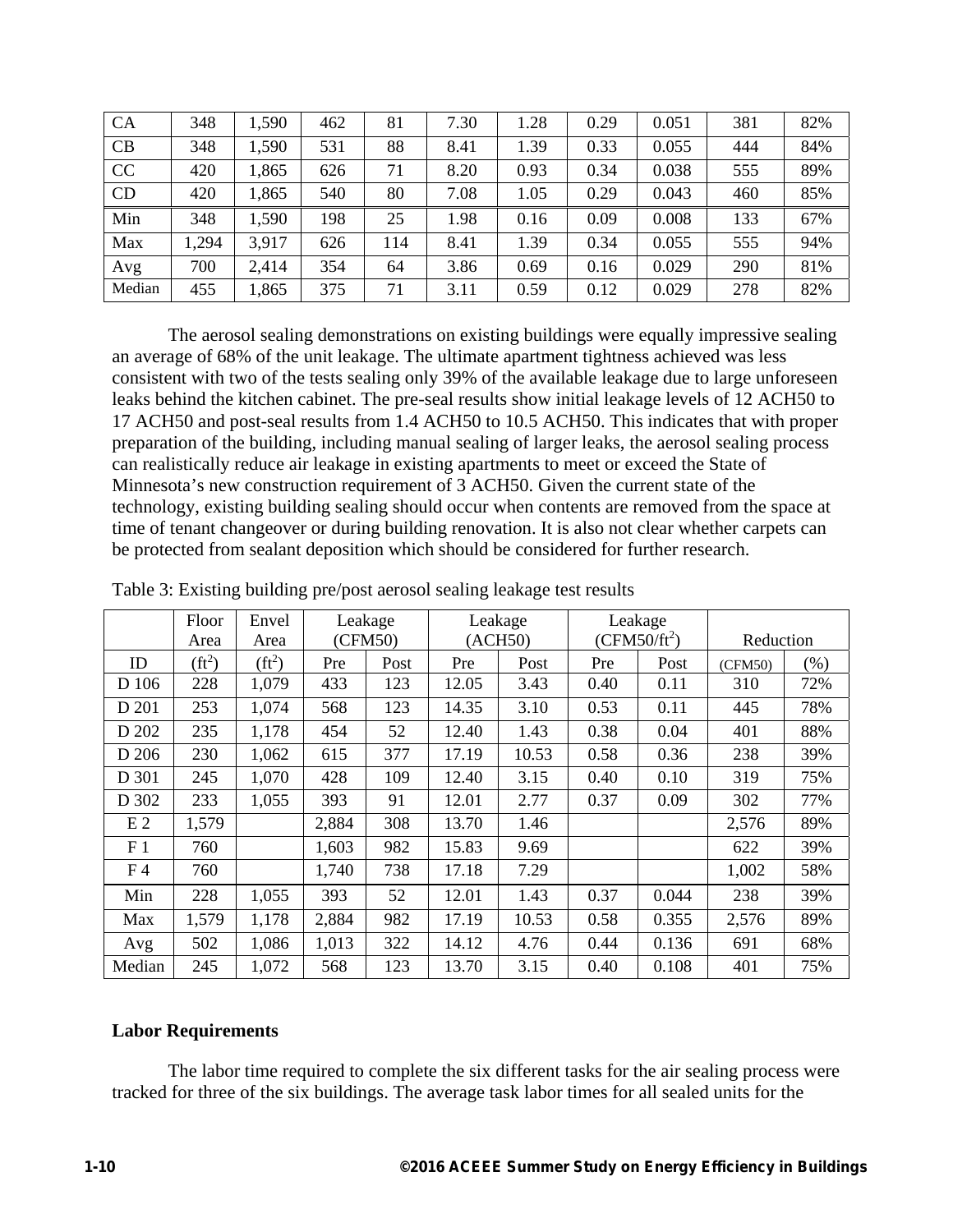| CA | 348 | 1,590 | 462 | 81 | 7.30 | 1.28 | 0.29 | 0.051 | 381 | 82% |
|---|---|---|---|---|---|---|---|---|---|---|
| CB | 348 | 1,590 | 531 | 88 | 8.41 | 1.39 | 0.33 | 0.055 | 444 | 84% |
| CC | 420 | 1,865 | 626 | 71 | 8.20 | 0.93 | 0.34 | 0.038 | 555 | 89% |
| CD | 420 | 1,865 | 540 | 80 | 7.08 | 1.05 | 0.29 | 0.043 | 460 | 85% |
| Min | 348 | 1,590 | 198 | 25 | 1.98 | 0.16 | 0.09 | 0.008 | 133 | 67% |
| Max | 1,294 | 3,917 | 626 | 114 | 8.41 | 1.39 | 0.34 | 0.055 | 555 | 94% |
| Avg | 700 | 2,414 | 354 | 64 | 3.86 | 0.69 | 0.16 | 0.029 | 290 | 81% |
| Median | 455 | 1,865 | 375 | 71 | 3.11 | 0.59 | 0.12 | 0.029 | 278 | 82% |

The aerosol sealing demonstrations on existing buildings were equally impressive sealing an average of 68% of the unit leakage. The ultimate apartment tightness achieved was less consistent with two of the tests sealing only 39% of the available leakage due to large unforeseen leaks behind the kitchen cabinet. The pre-seal results show initial leakage levels of 12 ACH50 to 17 ACH50 and post-seal results from 1.4 ACH50 to 10.5 ACH50. This indicates that with proper preparation of the building, including manual sealing of larger leaks, the aerosol sealing process can realistically reduce air leakage in existing apartments to meet or exceed the State of Minnesota's new construction requirement of 3 ACH50. Given the current state of the technology, existing building sealing should occur when contents are removed from the space at time of tenant changeover or during building renovation. It is also not clear whether carpets can be protected from sealant deposition which should be considered for further research.

Table 3: Existing building pre/post aerosol sealing leakage test results

| | Floor Area | Envel Area | Leakage (CFM50) | | Leakage (ACH50) | | Leakage (CFM50/ft$^2$) | | Reduction | |
|---|---|---|---|---|---|---|---|---|---|---|
| ID | (ft$^2$) | (ft$^2$) | Pre | Post | Pre | Post | Pre | Post | (CFM50) | (%) |
| D 106 | 228 | 1,079 | 433 | 123 | 12.05 | 3.43 | 0.40 | 0.11 | 310 | 72% |
| D 201 | 253 | 1,074 | 568 | 123 | 14.35 | 3.10 | 0.53 | 0.11 | 445 | 78% |
| D 202 | 235 | 1,178 | 454 | 52 | 12.40 | 1.43 | 0.38 | 0.04 | 401 | 88% |
| D 206 | 230 | 1,062 | 615 | 377 | 17.19 | 10.53 | 0.58 | 0.36 | 238 | 39% |
| D 301 | 245 | 1,070 | 428 | 109 | 12.40 | 3.15 | 0.40 | 0.10 | 319 | 75% |
| D 302 | 233 | 1,055 | 393 | 91 | 12.01 | 2.77 | 0.37 | 0.09 | 302 | 77% |
| E 2 | 1,579 | | 2,884 | 308 | 13.70 | 1.46 | | | 2,576 | 89% |
| F 1 | 760 | | 1,603 | 982 | 15.83 | 9.69 | | | 622 | 39% |
| F 4 | 760 | | 1,740 | 738 | 17.18 | 7.29 | | | 1,002 | 58% |
| Min | 228 | 1,055 | 393 | 52 | 12.01 | 1.43 | 0.37 | 0.044 | 238 | 39% |
| Max | 1,579 | 1,178 | 2,884 | 982 | 17.19 | 10.53 | 0.58 | 0.355 | 2,576 | 89% |
| Avg | 502 | 1,086 | 1,013 | 322 | 14.12 | 4.76 | 0.44 | 0.136 | 691 | 68% |
| Median | 245 | 1,072 | 568 | 123 | 13.70 | 3.15 | 0.40 | 0.108 | 401 | 75% |

**Labor Requirements**

The labor time required to complete the six different tasks for the air sealing process were tracked for three of the six buildings. The average task labor times for all sealed units for the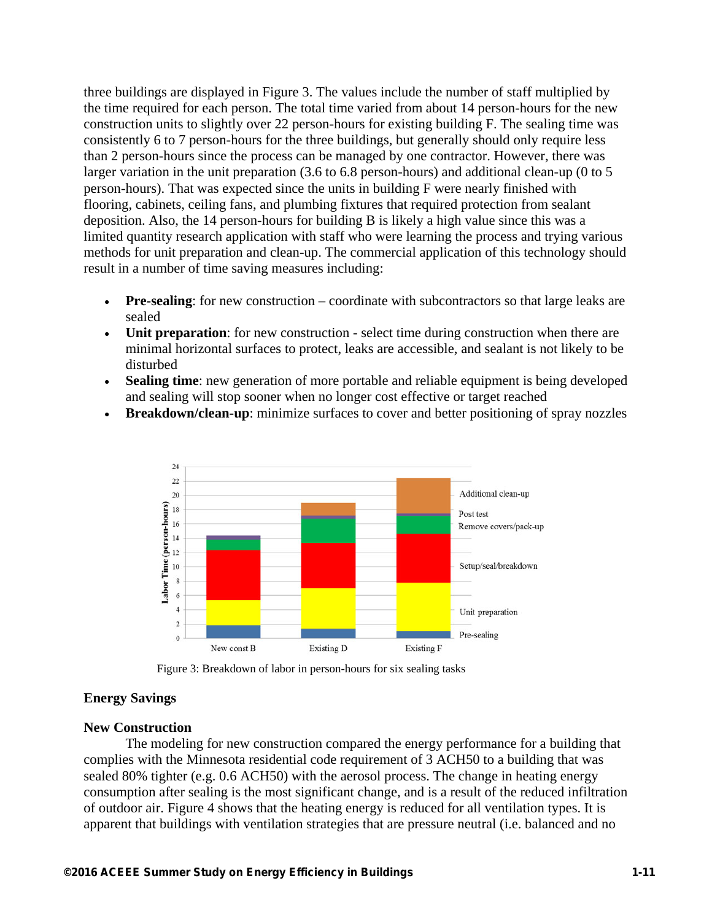three buildings are displayed in Figure 3. The values include the number of staff multiplied by the time required for each person. The total time varied from about 14 person-hours for the new construction units to slightly over 22 person-hours for existing building F. The sealing time was consistently 6 to 7 person-hours for the three buildings, but generally should only require less than 2 person-hours since the process can be managed by one contractor. However, there was larger variation in the unit preparation (3.6 to 6.8 person-hours) and additional clean-up (0 to 5 person-hours). That was expected since the units in building F were nearly finished with flooring, cabinets, ceiling fans, and plumbing fixtures that required protection from sealant deposition. Also, the 14 person-hours for building B is likely a high value since this was a limited quantity research application with staff who were learning the process and trying various methods for unit preparation and clean-up. The commercial application of this technology should result in a number of time saving measures including:

- **Pre-sealing**: for new construction – coordinate with subcontractors so that large leaks are sealed
- **Unit preparation**: for new construction - select time during construction when there are minimal horizontal surfaces to protect, leaks are accessible, and sealant is not likely to be disturbed
- **Sealing time**: new generation of more portable and reliable equipment is being developed and sealing will stop sooner when no longer cost effective or target reached
- **Breakdown/clean-up**: minimize surfaces to cover and better positioning of spray nozzles

Figure 3: Breakdown of labor in person-hours for six sealing tasks

## Energy Savings

### New Construction

The modeling for new construction compared the energy performance for a building that complies with the Minnesota residential code requirement of 3 ACH50 to a building that was sealed 80% tighter (e.g. 0.6 ACH50) with the aerosol process. The change in heating energy consumption after sealing is the most significant change, and is a result of the reduced infiltration of outdoor air. Figure 4 shows that the heating energy is reduced for all ventilation types. It is apparent that buildings with ventilation strategies that are pressure neutral (i.e. balanced and no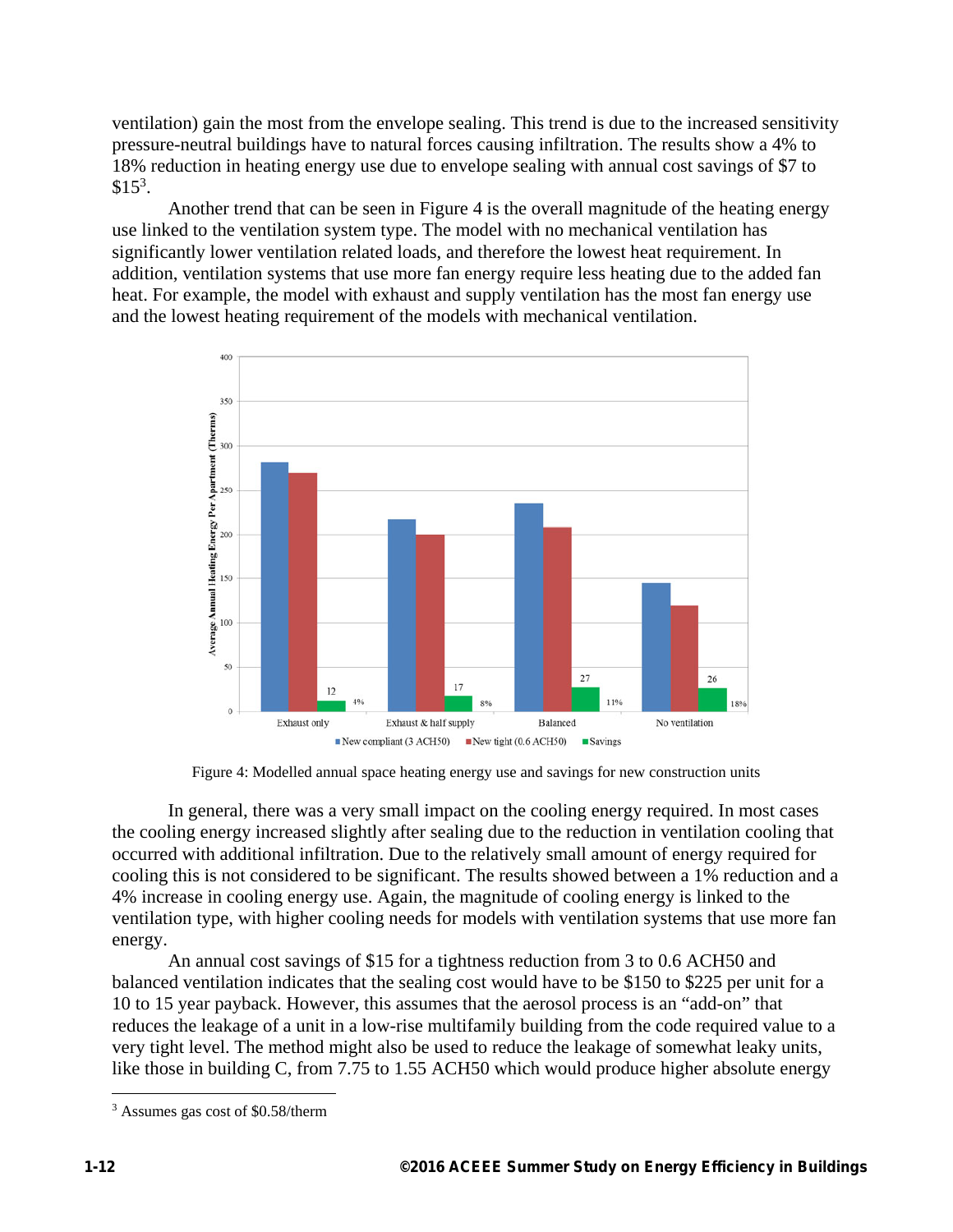ventilation) gain the most from the envelope sealing. This trend is due to the increased sensitivity pressure-neutral buildings have to natural forces causing infiltration. The results show a 4% to 18% reduction in heating energy use due to envelope sealing with annual cost savings of $7 to $15[3].

Another trend that can be seen in Figure 4 is the overall magnitude of the heating energy use linked to the ventilation system type. The model with no mechanical ventilation has significantly lower ventilation related loads, and therefore the lowest heat requirement. In addition, ventilation systems that use more fan energy require less heating due to the added fan heat. For example, the model with exhaust and supply ventilation has the most fan energy use and the lowest heating requirement of the models with mechanical ventilation.

Figure 4: Modelled annual space heating energy use and savings for new construction units

In general, there was a very small impact on the cooling energy required. In most cases the cooling energy increased slightly after sealing due to the reduction in ventilation cooling that occurred with additional infiltration. Due to the relatively small amount of energy required for cooling this is not considered to be significant. The results showed between a 1% reduction and a 4% increase in cooling energy use. Again, the magnitude of cooling energy is linked to the ventilation type, with higher cooling needs for models with ventilation systems that use more fan energy.

An annual cost savings of $15 for a tightness reduction from 3 to 0.6 ACH50 and balanced ventilation indicates that the sealing cost would have to be $150 to $225 per unit for a 10 to 15 year payback. However, this assumes that the aerosol process is an "add-on" that reduces the leakage of a unit in a low-rise multifamily building from the code required value to a very tight level. The method might also be used to reduce the leakage of somewhat leaky units, like those in building C, from 7.75 to 1.55 ACH50 which would produce higher absolute energy

[3] Assumes gas cost of $0.58/therm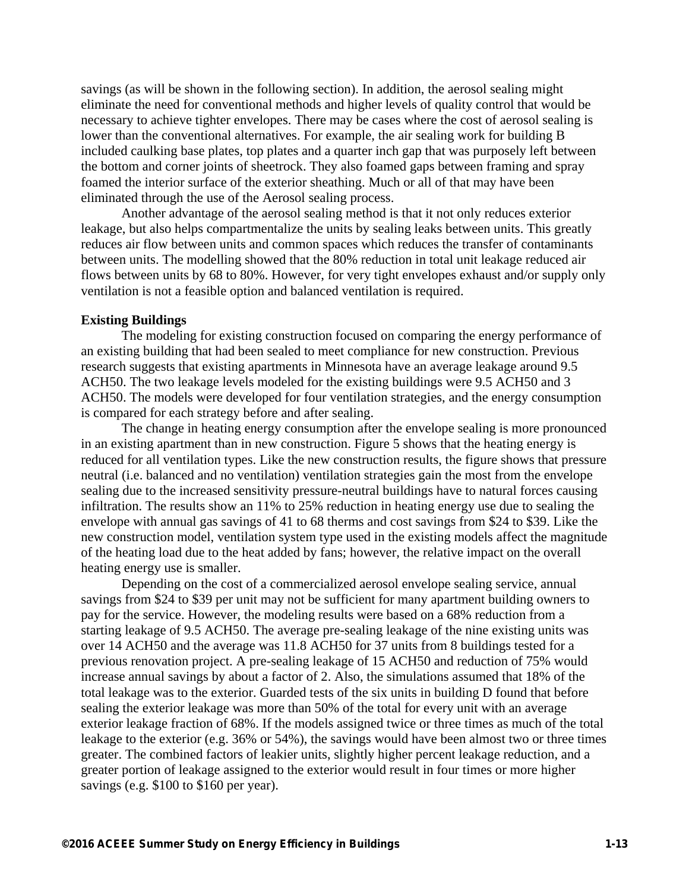savings (as will be shown in the following section). In addition, the aerosol sealing might eliminate the need for conventional methods and higher levels of quality control that would be necessary to achieve tighter envelopes. There may be cases where the cost of aerosol sealing is lower than the conventional alternatives. For example, the air sealing work for building B included caulking base plates, top plates and a quarter inch gap that was purposely left between the bottom and corner joints of sheetrock. They also foamed gaps between framing and spray foamed the interior surface of the exterior sheathing. Much or all of that may have been eliminated through the use of the Aerosol sealing process.

Another advantage of the aerosol sealing method is that it not only reduces exterior leakage, but also helps compartmentalize the units by sealing leaks between units. This greatly reduces air flow between units and common spaces which reduces the transfer of contaminants between units. The modelling showed that the 80% reduction in total unit leakage reduced air flows between units by 68 to 80%. However, for very tight envelopes exhaust and/or supply only ventilation is not a feasible option and balanced ventilation is required.

**Existing Buildings**

The modeling for existing construction focused on comparing the energy performance of an existing building that had been sealed to meet compliance for new construction. Previous research suggests that existing apartments in Minnesota have an average leakage around 9.5 ACH50. The two leakage levels modeled for the existing buildings were 9.5 ACH50 and 3 ACH50. The models were developed for four ventilation strategies, and the energy consumption is compared for each strategy before and after sealing.

The change in heating energy consumption after the envelope sealing is more pronounced in an existing apartment than in new construction. Figure 5 shows that the heating energy is reduced for all ventilation types. Like the new construction results, the figure shows that pressure neutral (i.e. balanced and no ventilation) ventilation strategies gain the most from the envelope sealing due to the increased sensitivity pressure-neutral buildings have to natural forces causing infiltration. The results show an 11% to 25% reduction in heating energy use due to sealing the envelope with annual gas savings of 41 to 68 therms and cost savings from $24 to $39. Like the new construction model, ventilation system type used in the existing models affect the magnitude of the heating load due to the heat added by fans; however, the relative impact on the overall heating energy use is smaller.

Depending on the cost of a commercialized aerosol envelope sealing service, annual savings from $24 to $39 per unit may not be sufficient for many apartment building owners to pay for the service. However, the modeling results were based on a 68% reduction from a starting leakage of 9.5 ACH50. The average pre-sealing leakage of the nine existing units was over 14 ACH50 and the average was 11.8 ACH50 for 37 units from 8 buildings tested for a previous renovation project. A pre-sealing leakage of 15 ACH50 and reduction of 75% would increase annual savings by about a factor of 2. Also, the simulations assumed that 18% of the total leakage was to the exterior. Guarded tests of the six units in building D found that before sealing the exterior leakage was more than 50% of the total for every unit with an average exterior leakage fraction of 68%. If the models assigned twice or three times as much of the total leakage to the exterior (e.g. 36% or 54%), the savings would have been almost two or three times greater. The combined factors of leakier units, slightly higher percent leakage reduction, and a greater portion of leakage assigned to the exterior would result in four times or more higher savings (e.g. $100 to $160 per year).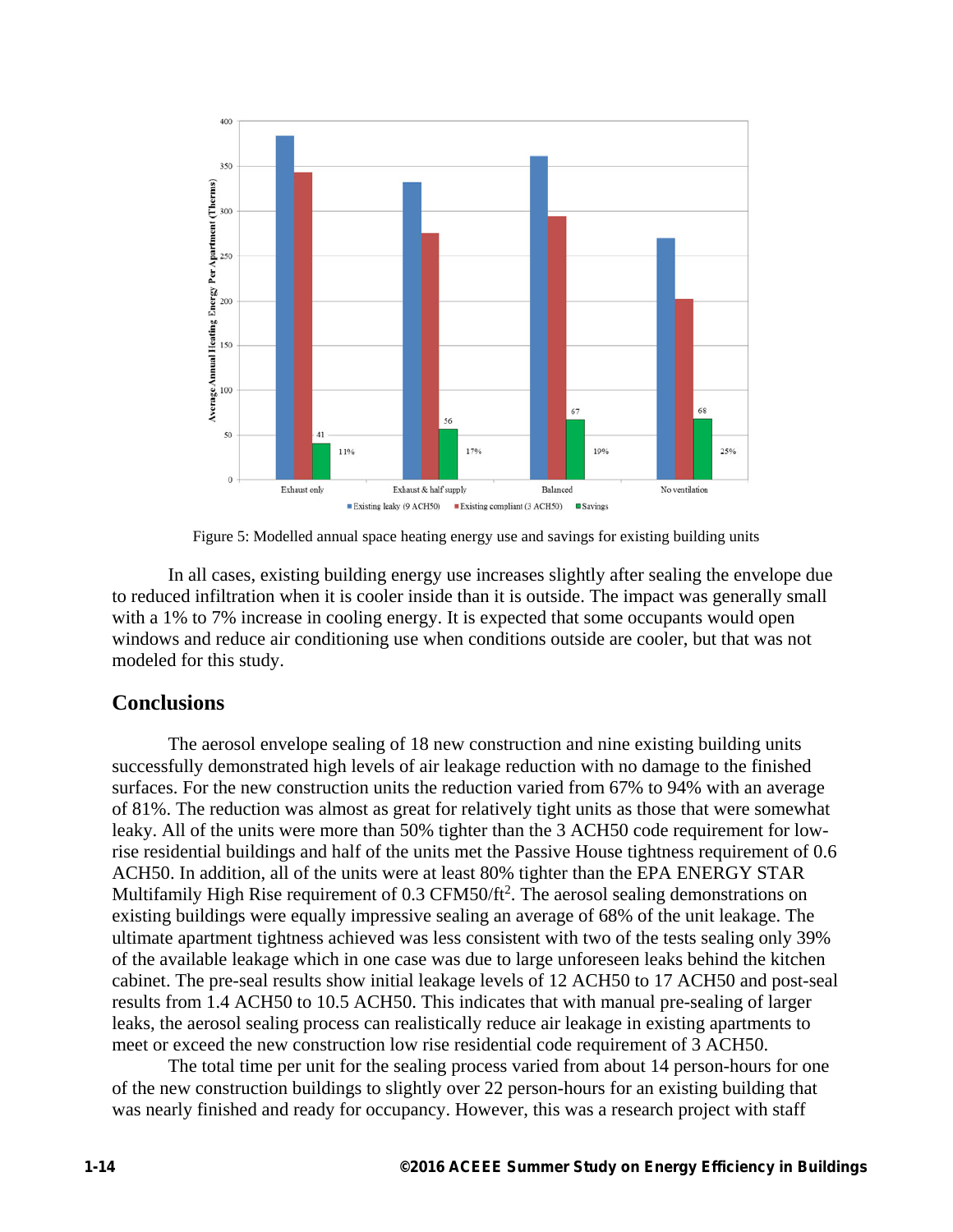Figure 5: Modelled annual space heating energy use and savings for existing building units

In all cases, existing building energy use increases slightly after sealing the envelope due to reduced infiltration when it is cooler inside than it is outside. The impact was generally small with a 1% to 7% increase in cooling energy. It is expected that some occupants would open windows and reduce air conditioning use when conditions outside are cooler, but that was not modeled for this study.

## Conclusions

The aerosol envelope sealing of 18 new construction and nine existing building units successfully demonstrated high levels of air leakage reduction with no damage to the finished surfaces. For the new construction units the reduction varied from 67% to 94% with an average of 81%. The reduction was almost as great for relatively tight units as those that were somewhat leaky. All of the units were more than 50% tighter than the 3 ACH50 code requirement for low-rise residential buildings and half of the units met the Passive House tightness requirement of 0.6 ACH50. In addition, all of the units were at least 80% tighter than the EPA ENERGY STAR Multifamily High Rise requirement of 0.3 CFM50/ft$^2$. The aerosol sealing demonstrations on existing buildings were equally impressive sealing an average of 68% of the unit leakage. The ultimate apartment tightness achieved was less consistent with two of the tests sealing only 39% of the available leakage which in one case was due to large unforeseen leaks behind the kitchen cabinet. The pre-seal results show initial leakage levels of 12 ACH50 to 17 ACH50 and post-seal results from 1.4 ACH50 to 10.5 ACH50. This indicates that with manual pre-sealing of larger leaks, the aerosol sealing process can realistically reduce air leakage in existing apartments to meet or exceed the new construction low rise residential code requirement of 3 ACH50.

The total time per unit for the sealing process varied from about 14 person-hours for one of the new construction buildings to slightly over 22 person-hours for an existing building that was nearly finished and ready for occupancy. However, this was a research project with staff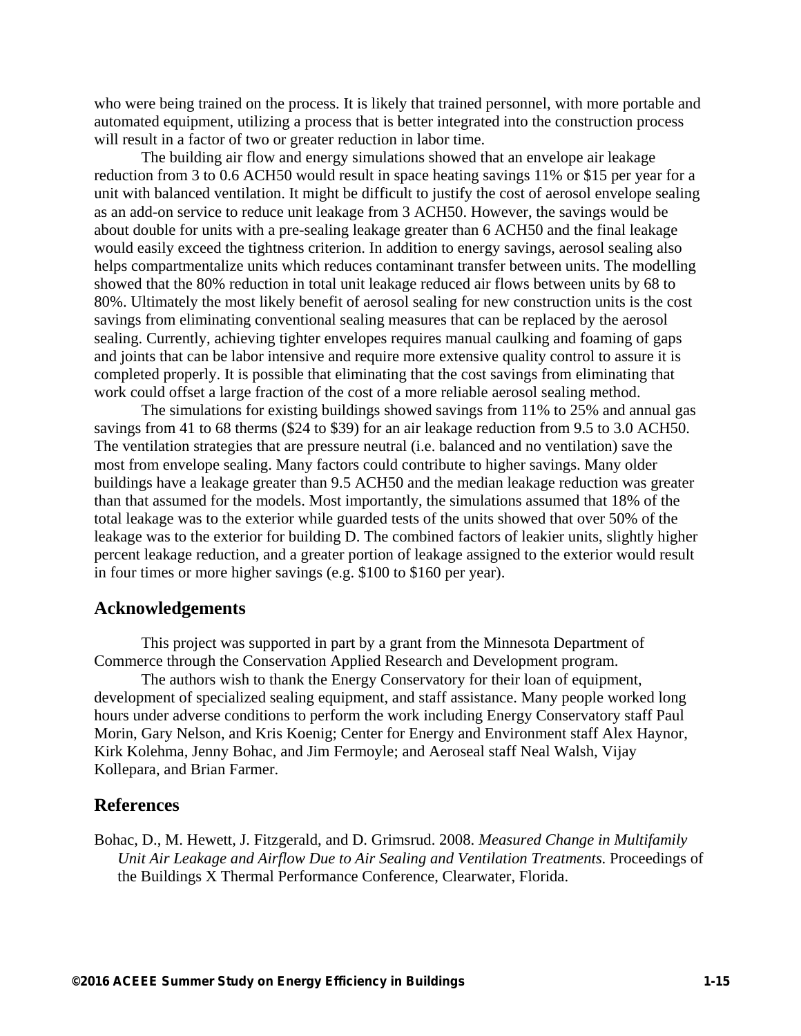who were being trained on the process. It is likely that trained personnel, with more portable and automated equipment, utilizing a process that is better integrated into the construction process will result in a factor of two or greater reduction in labor time.

The building air flow and energy simulations showed that an envelope air leakage reduction from 3 to 0.6 ACH50 would result in space heating savings 11% or $15 per year for a unit with balanced ventilation. It might be difficult to justify the cost of aerosol envelope sealing as an add-on service to reduce unit leakage from 3 ACH50. However, the savings would be about double for units with a pre-sealing leakage greater than 6 ACH50 and the final leakage would easily exceed the tightness criterion. In addition to energy savings, aerosol sealing also helps compartmentalize units which reduces contaminant transfer between units. The modelling showed that the 80% reduction in total unit leakage reduced air flows between units by 68 to 80%. Ultimately the most likely benefit of aerosol sealing for new construction units is the cost savings from eliminating conventional sealing measures that can be replaced by the aerosol sealing. Currently, achieving tighter envelopes requires manual caulking and foaming of gaps and joints that can be labor intensive and require more extensive quality control to assure it is completed properly. It is possible that eliminating that the cost savings from eliminating that work could offset a large fraction of the cost of a more reliable aerosol sealing method.

The simulations for existing buildings showed savings from 11% to 25% and annual gas savings from 41 to 68 therms ($24 to $39) for an air leakage reduction from 9.5 to 3.0 ACH50. The ventilation strategies that are pressure neutral (i.e. balanced and no ventilation) save the most from envelope sealing. Many factors could contribute to higher savings. Many older buildings have a leakage greater than 9.5 ACH50 and the median leakage reduction was greater than that assumed for the models. Most importantly, the simulations assumed that 18% of the total leakage was to the exterior while guarded tests of the units showed that over 50% of the leakage was to the exterior for building D. The combined factors of leakier units, slightly higher percent leakage reduction, and a greater portion of leakage assigned to the exterior would result in four times or more higher savings (e.g. $100 to $160 per year).

## Acknowledgements

This project was supported in part by a grant from the Minnesota Department of Commerce through the Conservation Applied Research and Development program.

The authors wish to thank the Energy Conservatory for their loan of equipment, development of specialized sealing equipment, and staff assistance. Many people worked long hours under adverse conditions to perform the work including Energy Conservatory staff Paul Morin, Gary Nelson, and Kris Koenig; Center for Energy and Environment staff Alex Haynor, Kirk Kolehma, Jenny Bohac, and Jim Fermoyle; and Aeroseal staff Neal Walsh, Vijay Kollepara, and Brian Farmer.

## References

Bohac, D., M. Hewett, J. Fitzgerald, and D. Grimsrud. 2008. *Measured Change in Multifamily Unit Air Leakage and Airflow Due to Air Sealing and Ventilation Treatments.* Proceedings of the Buildings X Thermal Performance Conference, Clearwater, Florida.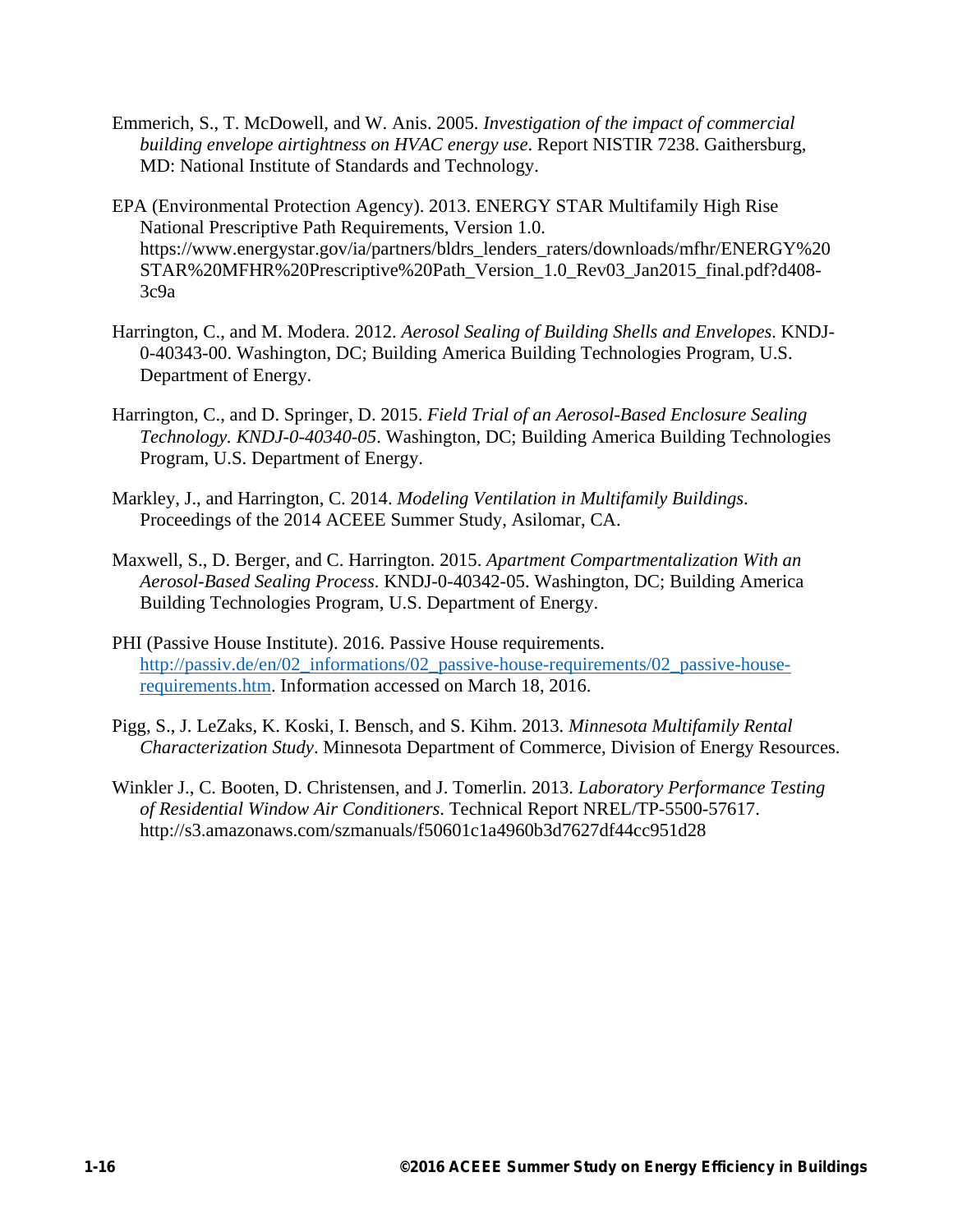Emmerich, S., T. McDowell, and W. Anis. 2005. *Investigation of the impact of commercial building envelope airtightness on HVAC energy use*. Report NISTIR 7238. Gaithersburg, MD: National Institute of Standards and Technology.

EPA (Environmental Protection Agency). 2013. ENERGY STAR Multifamily High Rise National Prescriptive Path Requirements, Version 1.0. https://www.energystar.gov/ia/partners/bldrs_lenders_raters/downloads/mfhr/ENERGY%20STAR%20MFHR%20Prescriptive%20Path_Version_1.0_Rev03_Jan2015_final.pdf?d408-3c9a

Harrington, C., and M. Modera. 2012. *Aerosol Sealing of Building Shells and Envelopes*. KNDJ-0-40343-00. Washington, DC; Building America Building Technologies Program, U.S. Department of Energy.

Harrington, C., and D. Springer, D. 2015. *Field Trial of an Aerosol-Based Enclosure Sealing Technology. KNDJ-0-40340-05*. Washington, DC; Building America Building Technologies Program, U.S. Department of Energy.

Markley, J., and Harrington, C. 2014. *Modeling Ventilation in Multifamily Buildings*. Proceedings of the 2014 ACEEE Summer Study, Asilomar, CA.

Maxwell, S., D. Berger, and C. Harrington. 2015. *Apartment Compartmentalization With an Aerosol-Based Sealing Process*. KNDJ-0-40342-05. Washington, DC; Building America Building Technologies Program, U.S. Department of Energy.

PHI (Passive House Institute). 2016. Passive House requirements. http://passiv.de/en/02_informations/02_passive-house-requirements/02_passive-house-requirements.htm. Information accessed on March 18, 2016.

Pigg, S., J. LeZaks, K. Koski, I. Bensch, and S. Kihm. 2013. *Minnesota Multifamily Rental Characterization Study*. Minnesota Department of Commerce, Division of Energy Resources.

Winkler J., C. Booten, D. Christensen, and J. Tomerlin. 2013. *Laboratory Performance Testing of Residential Window Air Conditioners*. Technical Report NREL/TP-5500-57617. http://s3.amazonaws.com/szmanuals/f50601c1a4960b3d7627df44cc951d28